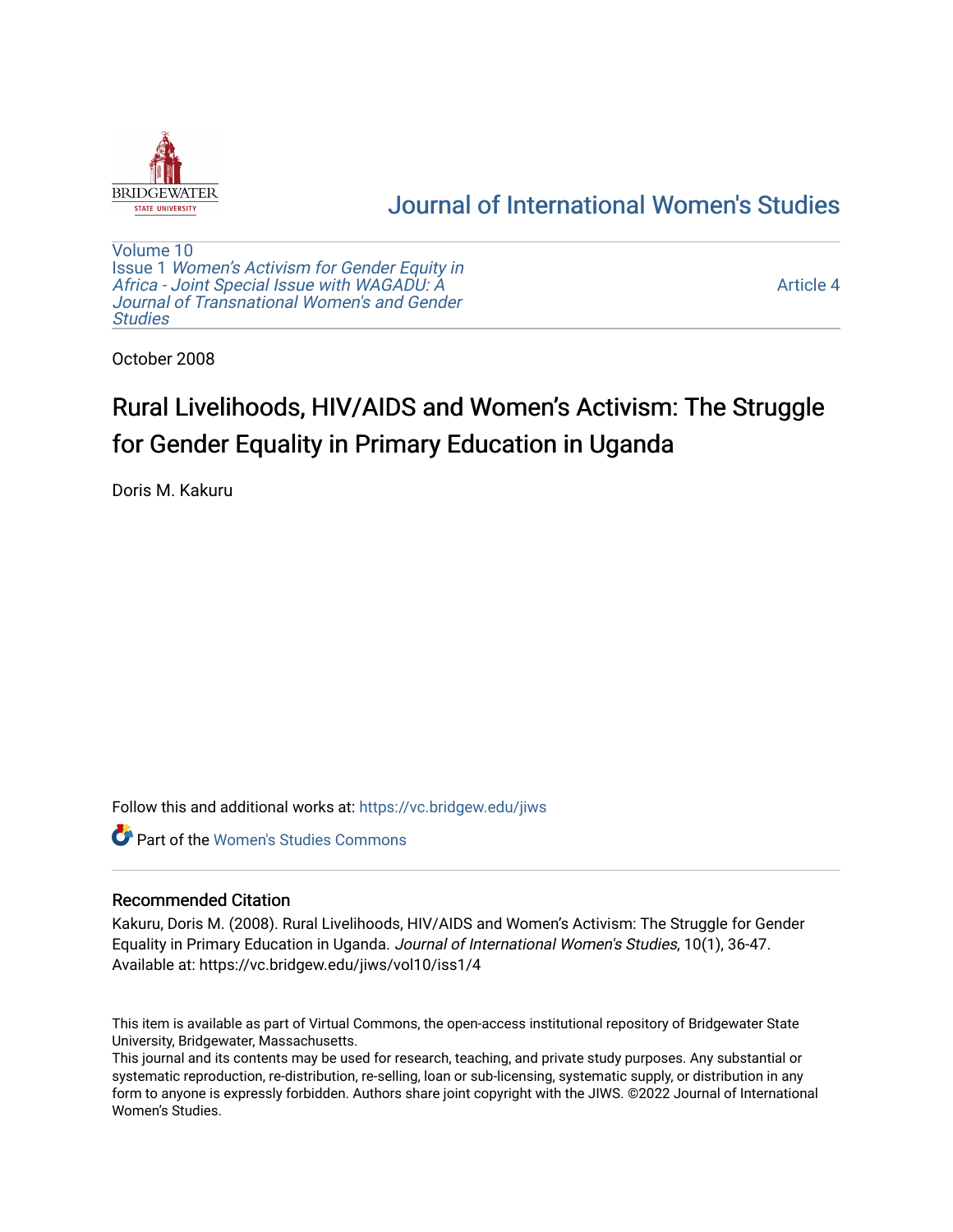# Journal of International Women's Studies

Volume 10
Issue 1 *Women's Activism for Gender Equity in Africa - Joint Special Issue with WAGADU: A Journal of Transnational Women's and Gender Studies*

Article 4

October 2008

# Rural Livelihoods, HIV/AIDS and Women's Activism: The Struggle for Gender Equality in Primary Education in Uganda

Doris M. Kakuru

Follow this and additional works at: https://vc.bridgew.edu/jiws

Part of the Women's Studies Commons

## Recommended Citation

Kakuru, Doris M. (2008). Rural Livelihoods, HIV/AIDS and Women's Activism: The Struggle for Gender Equality in Primary Education in Uganda. *Journal of International Women's Studies*, 10(1), 36-47.
Available at: https://vc.bridgew.edu/jiws/vol10/iss1/4

This item is available as part of Virtual Commons, the open-access institutional repository of Bridgewater State University, Bridgewater, Massachusetts.
This journal and its contents may be used for research, teaching, and private study purposes. Any substantial or systematic reproduction, re-distribution, re-selling, loan or sub-licensing, systematic supply, or distribution in any form to anyone is expressly forbidden. Authors share joint copyright with the JIWS. ©2022 Journal of International Women's Studies.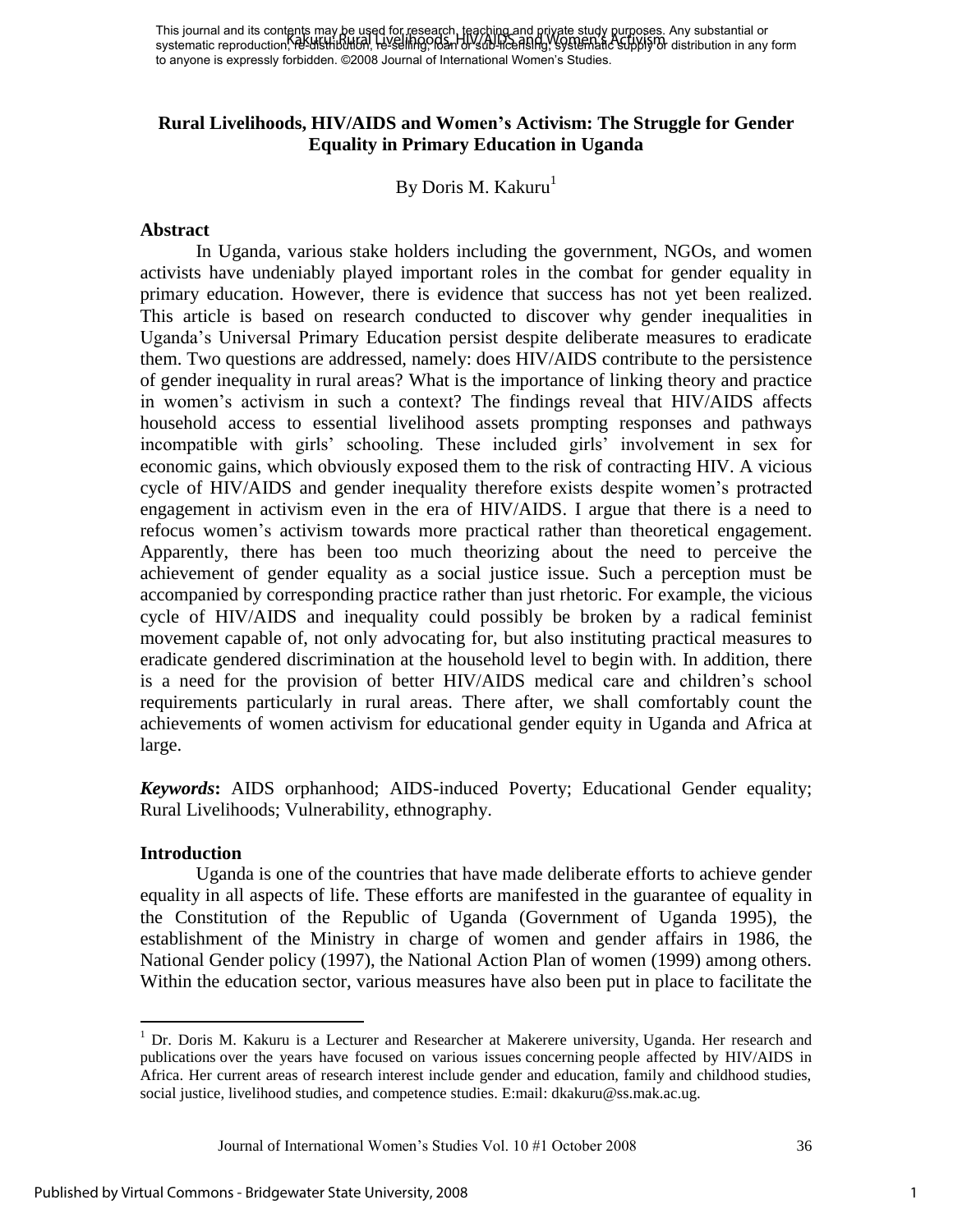This journal and its contents may be used for research, teaching and private study purposes. Any substantial or systematic reproduction, re-distribution, re-selling, loan or sub-licensing, systematic supply or distribution in any form to anyone is expressly forbidden. ©2008 Journal of International Women's Studies.

# Rural Livelihoods, HIV/AIDS and Women's Activism: The Struggle for Gender Equality in Primary Education in Uganda

By Doris M. Kakuru[1]

## Abstract

In Uganda, various stake holders including the government, NGOs, and women activists have undeniably played important roles in the combat for gender equality in primary education. However, there is evidence that success has not yet been realized. This article is based on research conducted to discover why gender inequalities in Uganda's Universal Primary Education persist despite deliberate measures to eradicate them. Two questions are addressed, namely: does HIV/AIDS contribute to the persistence of gender inequality in rural areas? What is the importance of linking theory and practice in women's activism in such a context? The findings reveal that HIV/AIDS affects household access to essential livelihood assets prompting responses and pathways incompatible with girls' schooling. These included girls' involvement in sex for economic gains, which obviously exposed them to the risk of contracting HIV. A vicious cycle of HIV/AIDS and gender inequality therefore exists despite women's protracted engagement in activism even in the era of HIV/AIDS. I argue that there is a need to refocus women's activism towards more practical rather than theoretical engagement. Apparently, there has been too much theorizing about the need to perceive the achievement of gender equality as a social justice issue. Such a perception must be accompanied by corresponding practice rather than just rhetoric. For example, the vicious cycle of HIV/AIDS and inequality could possibly be broken by a radical feminist movement capable of, not only advocating for, but also instituting practical measures to eradicate gendered discrimination at the household level to begin with. In addition, there is a need for the provision of better HIV/AIDS medical care and children's school requirements particularly in rural areas. There after, we shall comfortably count the achievements of women activism for educational gender equity in Uganda and Africa at large.

***Keywords*:** AIDS orphanhood; AIDS-induced Poverty; Educational Gender equality; Rural Livelihoods; Vulnerability, ethnography.

## Introduction

Uganda is one of the countries that have made deliberate efforts to achieve gender equality in all aspects of life. These efforts are manifested in the guarantee of equality in the Constitution of the Republic of Uganda (Government of Uganda 1995), the establishment of the Ministry in charge of women and gender affairs in 1986, the National Gender policy (1997), the National Action Plan of women (1999) among others. Within the education sector, various measures have also been put in place to facilitate the

[1] Dr. Doris M. Kakuru is a Lecturer and Researcher at Makerere university, Uganda. Her research and publications over the years have focused on various issues concerning people affected by HIV/AIDS in Africa. Her current areas of research interest include gender and education, family and childhood studies, social justice, livelihood studies, and competence studies. E:mail: dkakuru@ss.mak.ac.ug.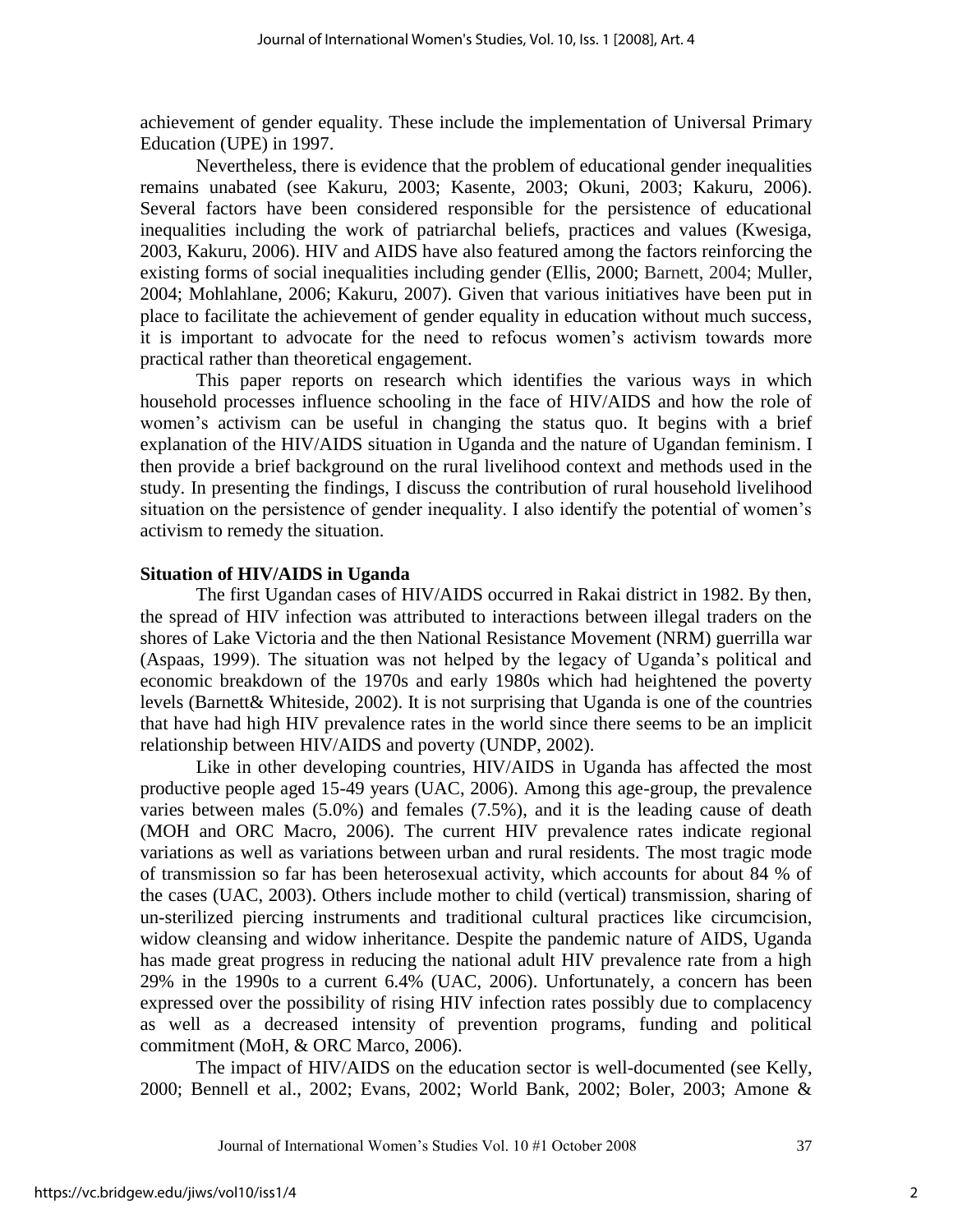achievement of gender equality. These include the implementation of Universal Primary Education (UPE) in 1997.

Nevertheless, there is evidence that the problem of educational gender inequalities remains unabated (see Kakuru, 2003; Kasente, 2003; Okuni, 2003; Kakuru, 2006). Several factors have been considered responsible for the persistence of educational inequalities including the work of patriarchal beliefs, practices and values (Kwesiga, 2003, Kakuru, 2006). HIV and AIDS have also featured among the factors reinforcing the existing forms of social inequalities including gender (Ellis, 2000; Barnett, 2004; Muller, 2004; Mohlahlane, 2006; Kakuru, 2007). Given that various initiatives have been put in place to facilitate the achievement of gender equality in education without much success, it is important to advocate for the need to refocus women's activism towards more practical rather than theoretical engagement.

This paper reports on research which identifies the various ways in which household processes influence schooling in the face of HIV/AIDS and how the role of women's activism can be useful in changing the status quo. It begins with a brief explanation of the HIV/AIDS situation in Uganda and the nature of Ugandan feminism. I then provide a brief background on the rural livelihood context and methods used in the study. In presenting the findings, I discuss the contribution of rural household livelihood situation on the persistence of gender inequality. I also identify the potential of women's activism to remedy the situation.

**Situation of HIV/AIDS in Uganda**

The first Ugandan cases of HIV/AIDS occurred in Rakai district in 1982. By then, the spread of HIV infection was attributed to interactions between illegal traders on the shores of Lake Victoria and the then National Resistance Movement (NRM) guerrilla war (Aspaas, 1999). The situation was not helped by the legacy of Uganda's political and economic breakdown of the 1970s and early 1980s which had heightened the poverty levels (Barnett& Whiteside, 2002). It is not surprising that Uganda is one of the countries that have had high HIV prevalence rates in the world since there seems to be an implicit relationship between HIV/AIDS and poverty (UNDP, 2002).

Like in other developing countries, HIV/AIDS in Uganda has affected the most productive people aged 15-49 years (UAC, 2006). Among this age-group, the prevalence varies between males (5.0%) and females (7.5%), and it is the leading cause of death (MOH and ORC Macro, 2006). The current HIV prevalence rates indicate regional variations as well as variations between urban and rural residents. The most tragic mode of transmission so far has been heterosexual activity, which accounts for about 84 % of the cases (UAC, 2003). Others include mother to child (vertical) transmission, sharing of un-sterilized piercing instruments and traditional cultural practices like circumcision, widow cleansing and widow inheritance. Despite the pandemic nature of AIDS, Uganda has made great progress in reducing the national adult HIV prevalence rate from a high 29% in the 1990s to a current 6.4% (UAC, 2006). Unfortunately, a concern has been expressed over the possibility of rising HIV infection rates possibly due to complacency as well as a decreased intensity of prevention programs, funding and political commitment (MoH, & ORC Marco, 2006).

The impact of HIV/AIDS on the education sector is well-documented (see Kelly, 2000; Bennell et al., 2002; Evans, 2002; World Bank, 2002; Boler, 2003; Amone &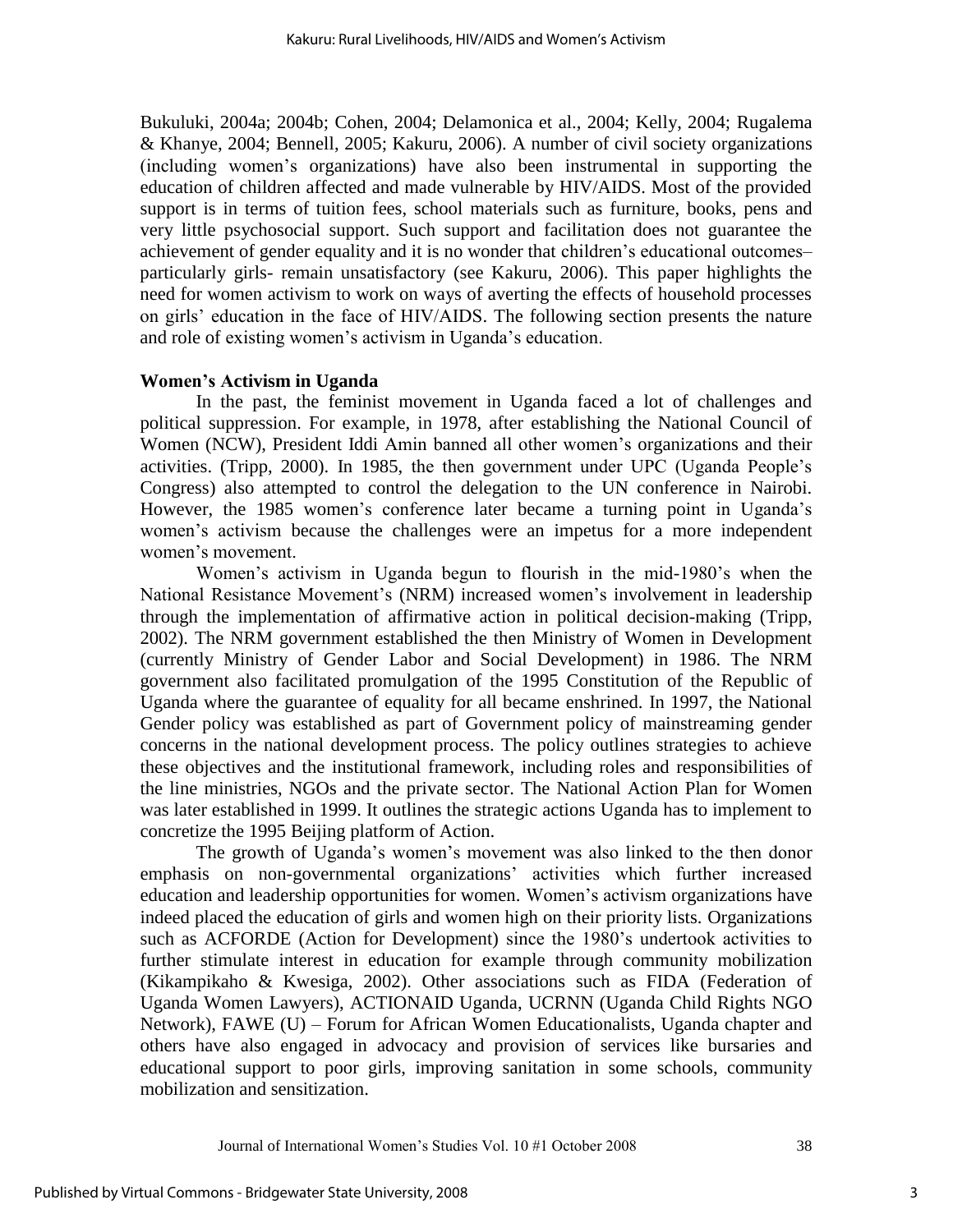Bukuluki, 2004a; 2004b; Cohen, 2004; Delamonica et al., 2004; Kelly, 2004; Rugalema & Khanye, 2004; Bennell, 2005; Kakuru, 2006). A number of civil society organizations (including women's organizations) have also been instrumental in supporting the education of children affected and made vulnerable by HIV/AIDS. Most of the provided support is in terms of tuition fees, school materials such as furniture, books, pens and very little psychosocial support. Such support and facilitation does not guarantee the achievement of gender equality and it is no wonder that children's educational outcomes–particularly girls- remain unsatisfactory (see Kakuru, 2006). This paper highlights the need for women activism to work on ways of averting the effects of household processes on girls' education in the face of HIV/AIDS. The following section presents the nature and role of existing women's activism in Uganda's education.

## Women's Activism in Uganda

In the past, the feminist movement in Uganda faced a lot of challenges and political suppression. For example, in 1978, after establishing the National Council of Women (NCW), President Iddi Amin banned all other women's organizations and their activities. (Tripp, 2000). In 1985, the then government under UPC (Uganda People's Congress) also attempted to control the delegation to the UN conference in Nairobi. However, the 1985 women's conference later became a turning point in Uganda's women's activism because the challenges were an impetus for a more independent women's movement.

Women's activism in Uganda begun to flourish in the mid-1980's when the National Resistance Movement's (NRM) increased women's involvement in leadership through the implementation of affirmative action in political decision-making (Tripp, 2002). The NRM government established the then Ministry of Women in Development (currently Ministry of Gender Labor and Social Development) in 1986. The NRM government also facilitated promulgation of the 1995 Constitution of the Republic of Uganda where the guarantee of equality for all became enshrined. In 1997, the National Gender policy was established as part of Government policy of mainstreaming gender concerns in the national development process. The policy outlines strategies to achieve these objectives and the institutional framework, including roles and responsibilities of the line ministries, NGOs and the private sector. The National Action Plan for Women was later established in 1999. It outlines the strategic actions Uganda has to implement to concretize the 1995 Beijing platform of Action.

The growth of Uganda's women's movement was also linked to the then donor emphasis on non-governmental organizations' activities which further increased education and leadership opportunities for women. Women's activism organizations have indeed placed the education of girls and women high on their priority lists. Organizations such as ACFORDE (Action for Development) since the 1980's undertook activities to further stimulate interest in education for example through community mobilization (Kikampikaho & Kwesiga, 2002). Other associations such as FIDA (Federation of Uganda Women Lawyers), ACTIONAID Uganda, UCRNN (Uganda Child Rights NGO Network), FAWE (U) – Forum for African Women Educationalists, Uganda chapter and others have also engaged in advocacy and provision of services like bursaries and educational support to poor girls, improving sanitation in some schools, community mobilization and sensitization.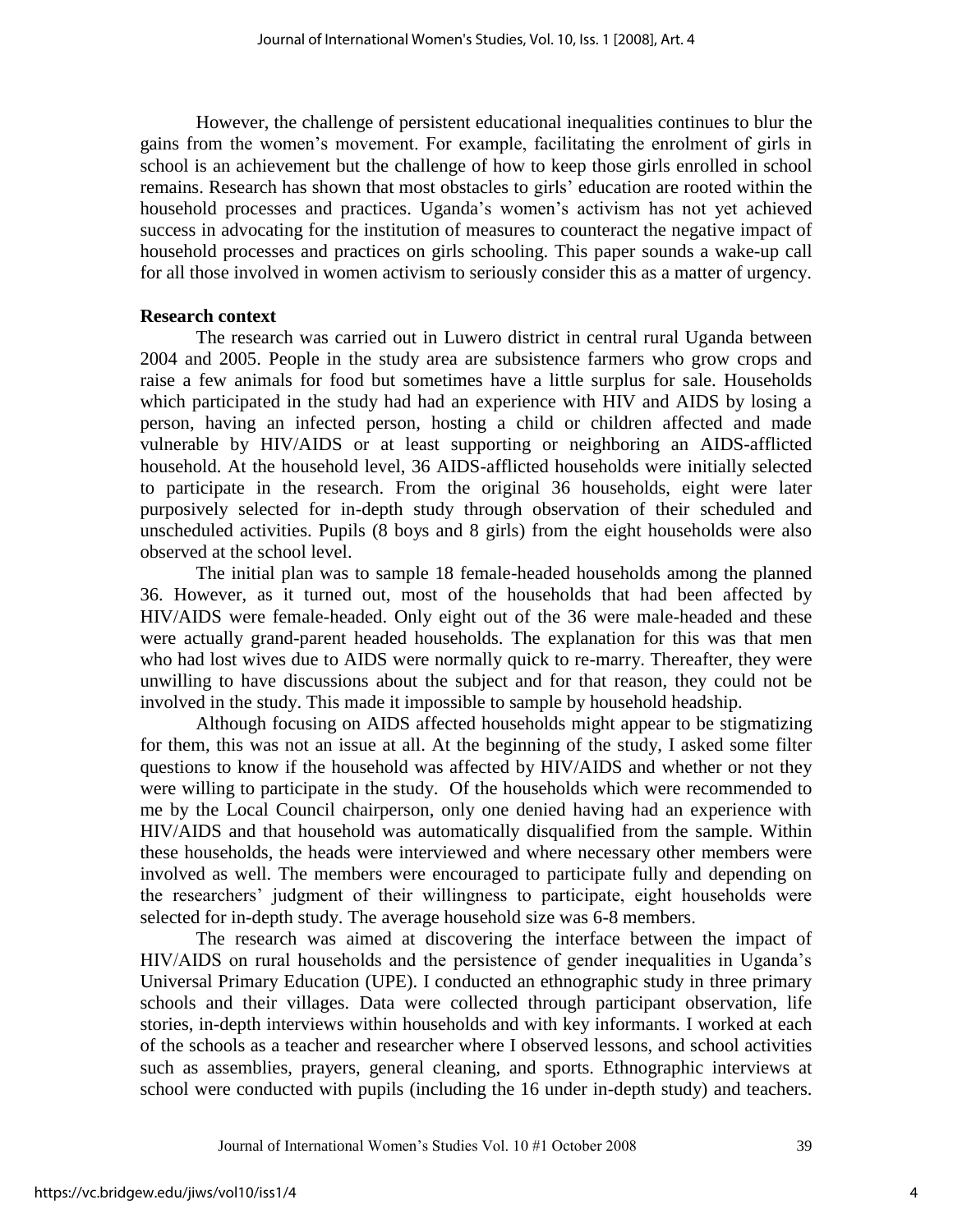However, the challenge of persistent educational inequalities continues to blur the gains from the women's movement. For example, facilitating the enrolment of girls in school is an achievement but the challenge of how to keep those girls enrolled in school remains. Research has shown that most obstacles to girls' education are rooted within the household processes and practices. Uganda's women's activism has not yet achieved success in advocating for the institution of measures to counteract the negative impact of household processes and practices on girls schooling. This paper sounds a wake-up call for all those involved in women activism to seriously consider this as a matter of urgency.

**Research context**

The research was carried out in Luwero district in central rural Uganda between 2004 and 2005. People in the study area are subsistence farmers who grow crops and raise a few animals for food but sometimes have a little surplus for sale. Households which participated in the study had had an experience with HIV and AIDS by losing a person, having an infected person, hosting a child or children affected and made vulnerable by HIV/AIDS or at least supporting or neighboring an AIDS-afflicted household. At the household level, 36 AIDS-afflicted households were initially selected to participate in the research. From the original 36 households, eight were later purposively selected for in-depth study through observation of their scheduled and unscheduled activities. Pupils (8 boys and 8 girls) from the eight households were also observed at the school level.

The initial plan was to sample 18 female-headed households among the planned 36. However, as it turned out, most of the households that had been affected by HIV/AIDS were female-headed. Only eight out of the 36 were male-headed and these were actually grand-parent headed households. The explanation for this was that men who had lost wives due to AIDS were normally quick to re-marry. Thereafter, they were unwilling to have discussions about the subject and for that reason, they could not be involved in the study. This made it impossible to sample by household headship.

Although focusing on AIDS affected households might appear to be stigmatizing for them, this was not an issue at all. At the beginning of the study, I asked some filter questions to know if the household was affected by HIV/AIDS and whether or not they were willing to participate in the study. Of the households which were recommended to me by the Local Council chairperson, only one denied having had an experience with HIV/AIDS and that household was automatically disqualified from the sample. Within these households, the heads were interviewed and where necessary other members were involved as well. The members were encouraged to participate fully and depending on the researchers' judgment of their willingness to participate, eight households were selected for in-depth study. The average household size was 6-8 members.

The research was aimed at discovering the interface between the impact of HIV/AIDS on rural households and the persistence of gender inequalities in Uganda's Universal Primary Education (UPE). I conducted an ethnographic study in three primary schools and their villages. Data were collected through participant observation, life stories, in-depth interviews within households and with key informants. I worked at each of the schools as a teacher and researcher where I observed lessons, and school activities such as assemblies, prayers, general cleaning, and sports. Ethnographic interviews at school were conducted with pupils (including the 16 under in-depth study) and teachers.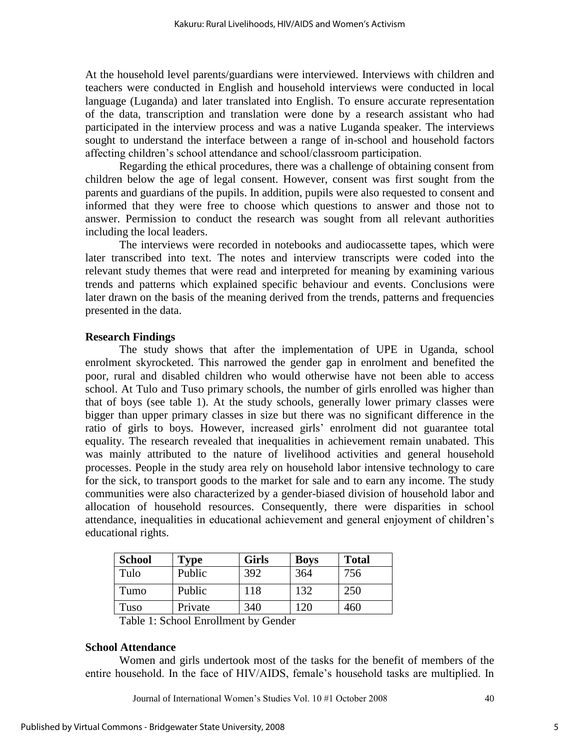At the household level parents/guardians were interviewed. Interviews with children and teachers were conducted in English and household interviews were conducted in local language (Luganda) and later translated into English. To ensure accurate representation of the data, transcription and translation were done by a research assistant who had participated in the interview process and was a native Luganda speaker. The interviews sought to understand the interface between a range of in-school and household factors affecting children's school attendance and school/classroom participation.

Regarding the ethical procedures, there was a challenge of obtaining consent from children below the age of legal consent. However, consent was first sought from the parents and guardians of the pupils. In addition, pupils were also requested to consent and informed that they were free to choose which questions to answer and those not to answer. Permission to conduct the research was sought from all relevant authorities including the local leaders.

The interviews were recorded in notebooks and audiocassette tapes, which were later transcribed into text. The notes and interview transcripts were coded into the relevant study themes that were read and interpreted for meaning by examining various trends and patterns which explained specific behaviour and events. Conclusions were later drawn on the basis of the meaning derived from the trends, patterns and frequencies presented in the data.

**Research Findings**

The study shows that after the implementation of UPE in Uganda, school enrolment skyrocketed. This narrowed the gender gap in enrolment and benefited the poor, rural and disabled children who would otherwise have not been able to access school. At Tulo and Tuso primary schools, the number of girls enrolled was higher than that of boys (see table 1). At the study schools, generally lower primary classes were bigger than upper primary classes in size but there was no significant difference in the ratio of girls to boys. However, increased girls' enrolment did not guarantee total equality. The research revealed that inequalities in achievement remain unabated. This was mainly attributed to the nature of livelihood activities and general household processes. People in the study area rely on household labor intensive technology to care for the sick, to transport goods to the market for sale and to earn any income. The study communities were also characterized by a gender-biased division of household labor and allocation of household resources. Consequently, there were disparities in school attendance, inequalities in educational achievement and general enjoyment of children's educational rights.

| School | Type | Girls | Boys | Total |
|---|---|---|---|---|
| Tulo | Public | 392 | 364 | 756 |
| Tumo | Public | 118 | 132 | 250 |
| Tuso | Private | 340 | 120 | 460 |

Table 1: School Enrollment by Gender

**School Attendance**

Women and girls undertook most of the tasks for the benefit of members of the entire household. In the face of HIV/AIDS, female's household tasks are multiplied. In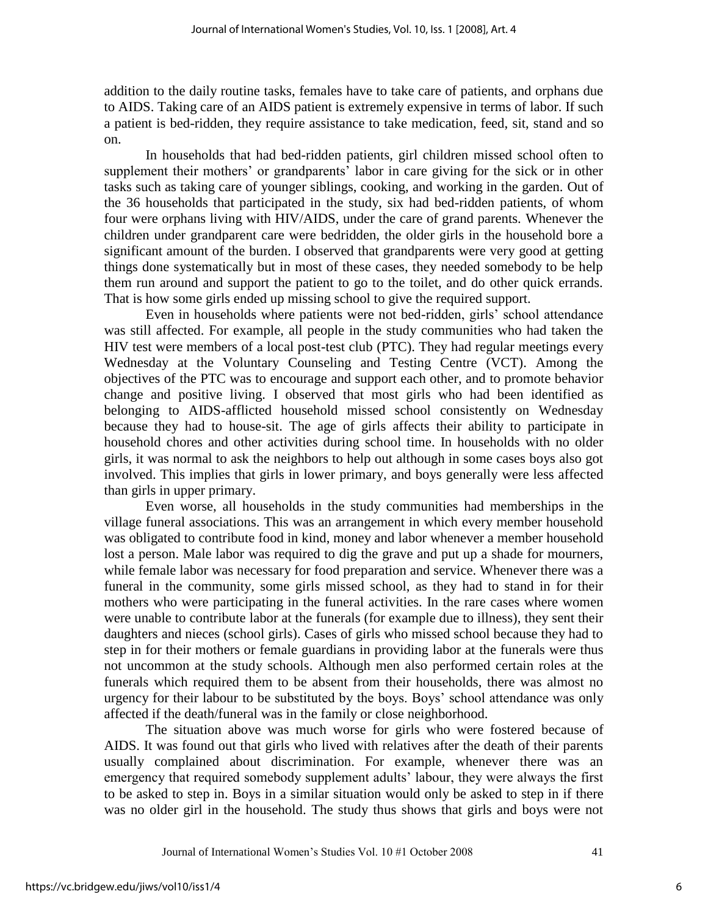addition to the daily routine tasks, females have to take care of patients, and orphans due to AIDS. Taking care of an AIDS patient is extremely expensive in terms of labor. If such a patient is bed-ridden, they require assistance to take medication, feed, sit, stand and so on.

In households that had bed-ridden patients, girl children missed school often to supplement their mothers' or grandparents' labor in care giving for the sick or in other tasks such as taking care of younger siblings, cooking, and working in the garden. Out of the 36 households that participated in the study, six had bed-ridden patients, of whom four were orphans living with HIV/AIDS, under the care of grand parents. Whenever the children under grandparent care were bedridden, the older girls in the household bore a significant amount of the burden. I observed that grandparents were very good at getting things done systematically but in most of these cases, they needed somebody to be help them run around and support the patient to go to the toilet, and do other quick errands. That is how some girls ended up missing school to give the required support.

Even in households where patients were not bed-ridden, girls' school attendance was still affected. For example, all people in the study communities who had taken the HIV test were members of a local post-test club (PTC). They had regular meetings every Wednesday at the Voluntary Counseling and Testing Centre (VCT). Among the objectives of the PTC was to encourage and support each other, and to promote behavior change and positive living. I observed that most girls who had been identified as belonging to AIDS-afflicted household missed school consistently on Wednesday because they had to house-sit. The age of girls affects their ability to participate in household chores and other activities during school time. In households with no older girls, it was normal to ask the neighbors to help out although in some cases boys also got involved. This implies that girls in lower primary, and boys generally were less affected than girls in upper primary.

Even worse, all households in the study communities had memberships in the village funeral associations. This was an arrangement in which every member household was obligated to contribute food in kind, money and labor whenever a member household lost a person. Male labor was required to dig the grave and put up a shade for mourners, while female labor was necessary for food preparation and service. Whenever there was a funeral in the community, some girls missed school, as they had to stand in for their mothers who were participating in the funeral activities. In the rare cases where women were unable to contribute labor at the funerals (for example due to illness), they sent their daughters and nieces (school girls). Cases of girls who missed school because they had to step in for their mothers or female guardians in providing labor at the funerals were thus not uncommon at the study schools. Although men also performed certain roles at the funerals which required them to be absent from their households, there was almost no urgency for their labour to be substituted by the boys. Boys' school attendance was only affected if the death/funeral was in the family or close neighborhood.

The situation above was much worse for girls who were fostered because of AIDS. It was found out that girls who lived with relatives after the death of their parents usually complained about discrimination. For example, whenever there was an emergency that required somebody supplement adults' labour, they were always the first to be asked to step in. Boys in a similar situation would only be asked to step in if there was no older girl in the household. The study thus shows that girls and boys were not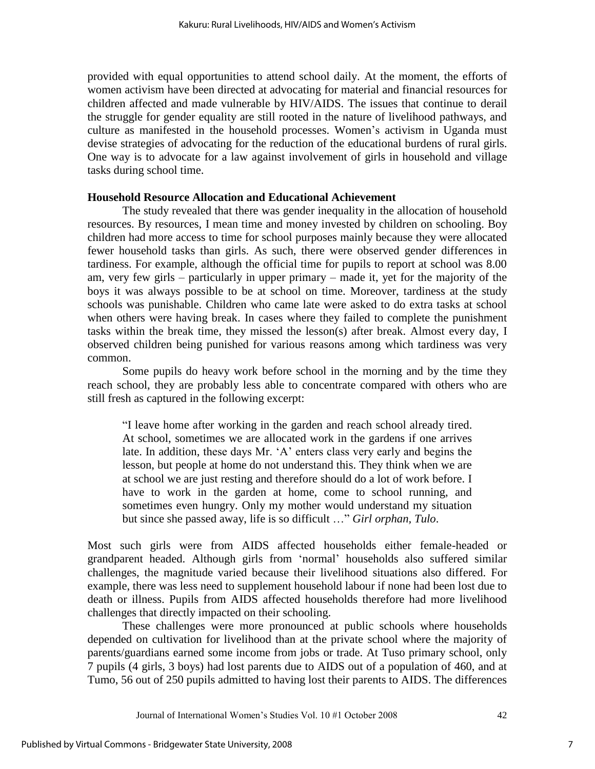provided with equal opportunities to attend school daily. At the moment, the efforts of women activism have been directed at advocating for material and financial resources for children affected and made vulnerable by HIV/AIDS. The issues that continue to derail the struggle for gender equality are still rooted in the nature of livelihood pathways, and culture as manifested in the household processes. Women's activism in Uganda must devise strategies of advocating for the reduction of the educational burdens of rural girls. One way is to advocate for a law against involvement of girls in household and village tasks during school time.

### Household Resource Allocation and Educational Achievement

The study revealed that there was gender inequality in the allocation of household resources. By resources, I mean time and money invested by children on schooling. Boy children had more access to time for school purposes mainly because they were allocated fewer household tasks than girls. As such, there were observed gender differences in tardiness. For example, although the official time for pupils to report at school was 8.00 am, very few girls – particularly in upper primary – made it, yet for the majority of the boys it was always possible to be at school on time. Moreover, tardiness at the study schools was punishable. Children who came late were asked to do extra tasks at school when others were having break. In cases where they failed to complete the punishment tasks within the break time, they missed the lesson(s) after break. Almost every day, I observed children being punished for various reasons among which tardiness was very common.

Some pupils do heavy work before school in the morning and by the time they reach school, they are probably less able to concentrate compared with others who are still fresh as captured in the following excerpt:

> "I leave home after working in the garden and reach school already tired. At school, sometimes we are allocated work in the gardens if one arrives late. In addition, these days Mr. 'A' enters class very early and begins the lesson, but people at home do not understand this. They think when we are at school we are just resting and therefore should do a lot of work before. I have to work in the garden at home, come to school running, and sometimes even hungry. Only my mother would understand my situation but since she passed away, life is so difficult …" *Girl orphan, Tulo*.

Most such girls were from AIDS affected households either female-headed or grandparent headed. Although girls from 'normal' households also suffered similar challenges, the magnitude varied because their livelihood situations also differed. For example, there was less need to supplement household labour if none had been lost due to death or illness. Pupils from AIDS affected households therefore had more livelihood challenges that directly impacted on their schooling.

These challenges were more pronounced at public schools where households depended on cultivation for livelihood than at the private school where the majority of parents/guardians earned some income from jobs or trade. At Tuso primary school, only 7 pupils (4 girls, 3 boys) had lost parents due to AIDS out of a population of 460, and at Tumo, 56 out of 250 pupils admitted to having lost their parents to AIDS. The differences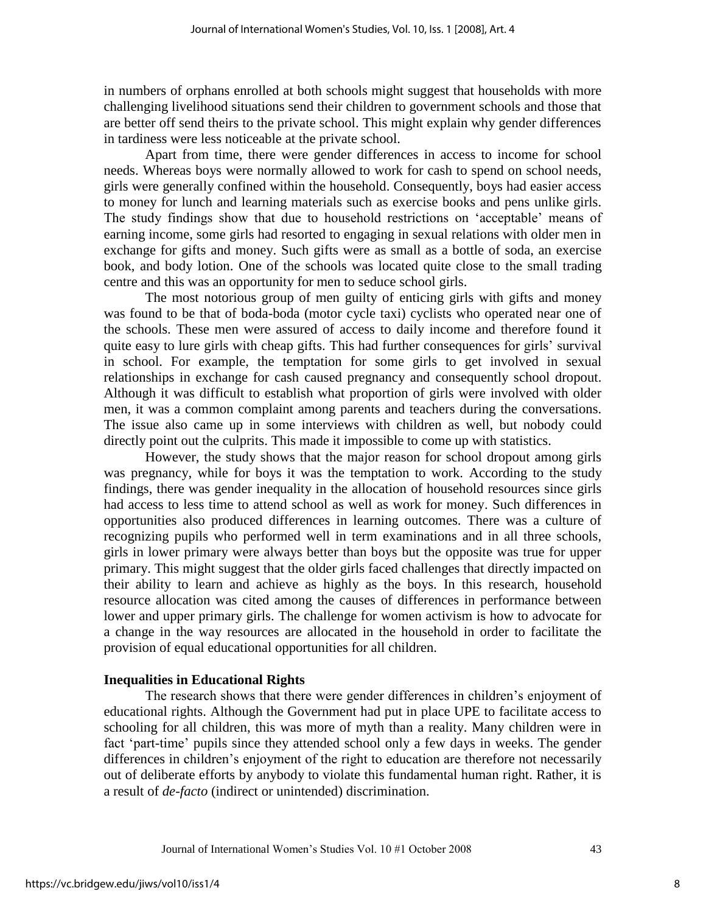in numbers of orphans enrolled at both schools might suggest that households with more challenging livelihood situations send their children to government schools and those that are better off send theirs to the private school. This might explain why gender differences in tardiness were less noticeable at the private school.

Apart from time, there were gender differences in access to income for school needs. Whereas boys were normally allowed to work for cash to spend on school needs, girls were generally confined within the household. Consequently, boys had easier access to money for lunch and learning materials such as exercise books and pens unlike girls. The study findings show that due to household restrictions on 'acceptable' means of earning income, some girls had resorted to engaging in sexual relations with older men in exchange for gifts and money. Such gifts were as small as a bottle of soda, an exercise book, and body lotion. One of the schools was located quite close to the small trading centre and this was an opportunity for men to seduce school girls.

The most notorious group of men guilty of enticing girls with gifts and money was found to be that of boda-boda (motor cycle taxi) cyclists who operated near one of the schools. These men were assured of access to daily income and therefore found it quite easy to lure girls with cheap gifts. This had further consequences for girls' survival in school. For example, the temptation for some girls to get involved in sexual relationships in exchange for cash caused pregnancy and consequently school dropout. Although it was difficult to establish what proportion of girls were involved with older men, it was a common complaint among parents and teachers during the conversations. The issue also came up in some interviews with children as well, but nobody could directly point out the culprits. This made it impossible to come up with statistics.

However, the study shows that the major reason for school dropout among girls was pregnancy, while for boys it was the temptation to work. According to the study findings, there was gender inequality in the allocation of household resources since girls had access to less time to attend school as well as work for money. Such differences in opportunities also produced differences in learning outcomes. There was a culture of recognizing pupils who performed well in term examinations and in all three schools, girls in lower primary were always better than boys but the opposite was true for upper primary. This might suggest that the older girls faced challenges that directly impacted on their ability to learn and achieve as highly as the boys. In this research, household resource allocation was cited among the causes of differences in performance between lower and upper primary girls. The challenge for women activism is how to advocate for a change in the way resources are allocated in the household in order to facilitate the provision of equal educational opportunities for all children.

## Inequalities in Educational Rights

The research shows that there were gender differences in children's enjoyment of educational rights. Although the Government had put in place UPE to facilitate access to schooling for all children, this was more of myth than a reality. Many children were in fact 'part-time' pupils since they attended school only a few days in weeks. The gender differences in children's enjoyment of the right to education are therefore not necessarily out of deliberate efforts by anybody to violate this fundamental human right. Rather, it is a result of *de-facto* (indirect or unintended) discrimination.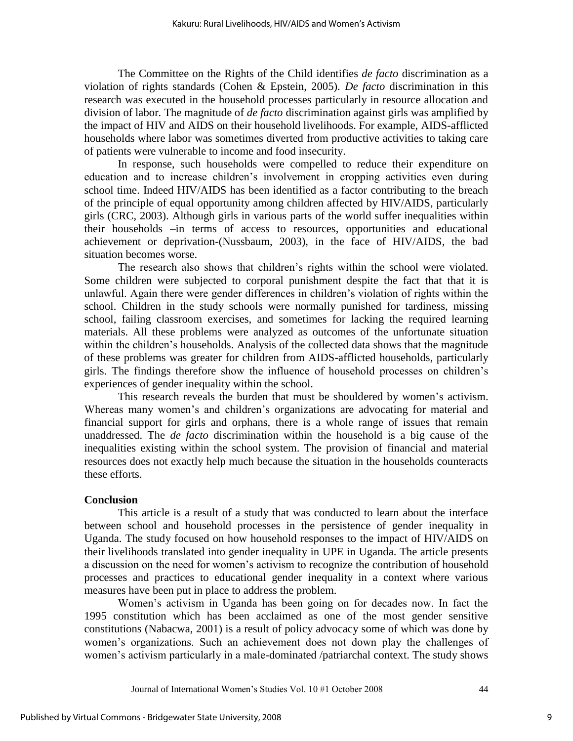The Committee on the Rights of the Child identifies *de facto* discrimination as a violation of rights standards (Cohen & Epstein, 2005). *De facto* discrimination in this research was executed in the household processes particularly in resource allocation and division of labor. The magnitude of *de facto* discrimination against girls was amplified by the impact of HIV and AIDS on their household livelihoods. For example, AIDS-afflicted households where labor was sometimes diverted from productive activities to taking care of patients were vulnerable to income and food insecurity.

In response, such households were compelled to reduce their expenditure on education and to increase children's involvement in cropping activities even during school time. Indeed HIV/AIDS has been identified as a factor contributing to the breach of the principle of equal opportunity among children affected by HIV/AIDS, particularly girls (CRC, 2003). Although girls in various parts of the world suffer inequalities within their households –in terms of access to resources, opportunities and educational achievement or deprivation-(Nussbaum, 2003), in the face of HIV/AIDS, the bad situation becomes worse.

The research also shows that children's rights within the school were violated. Some children were subjected to corporal punishment despite the fact that that it is unlawful. Again there were gender differences in children's violation of rights within the school. Children in the study schools were normally punished for tardiness, missing school, failing classroom exercises, and sometimes for lacking the required learning materials. All these problems were analyzed as outcomes of the unfortunate situation within the children's households. Analysis of the collected data shows that the magnitude of these problems was greater for children from AIDS-afflicted households, particularly girls. The findings therefore show the influence of household processes on children's experiences of gender inequality within the school.

This research reveals the burden that must be shouldered by women's activism. Whereas many women's and children's organizations are advocating for material and financial support for girls and orphans, there is a whole range of issues that remain unaddressed. The *de facto* discrimination within the household is a big cause of the inequalities existing within the school system. The provision of financial and material resources does not exactly help much because the situation in the households counteracts these efforts.

## Conclusion

This article is a result of a study that was conducted to learn about the interface between school and household processes in the persistence of gender inequality in Uganda. The study focused on how household responses to the impact of HIV/AIDS on their livelihoods translated into gender inequality in UPE in Uganda. The article presents a discussion on the need for women's activism to recognize the contribution of household processes and practices to educational gender inequality in a context where various measures have been put in place to address the problem.

Women's activism in Uganda has been going on for decades now. In fact the 1995 constitution which has been acclaimed as one of the most gender sensitive constitutions (Nabacwa, 2001) is a result of policy advocacy some of which was done by women's organizations. Such an achievement does not down play the challenges of women's activism particularly in a male-dominated /patriarchal context. The study shows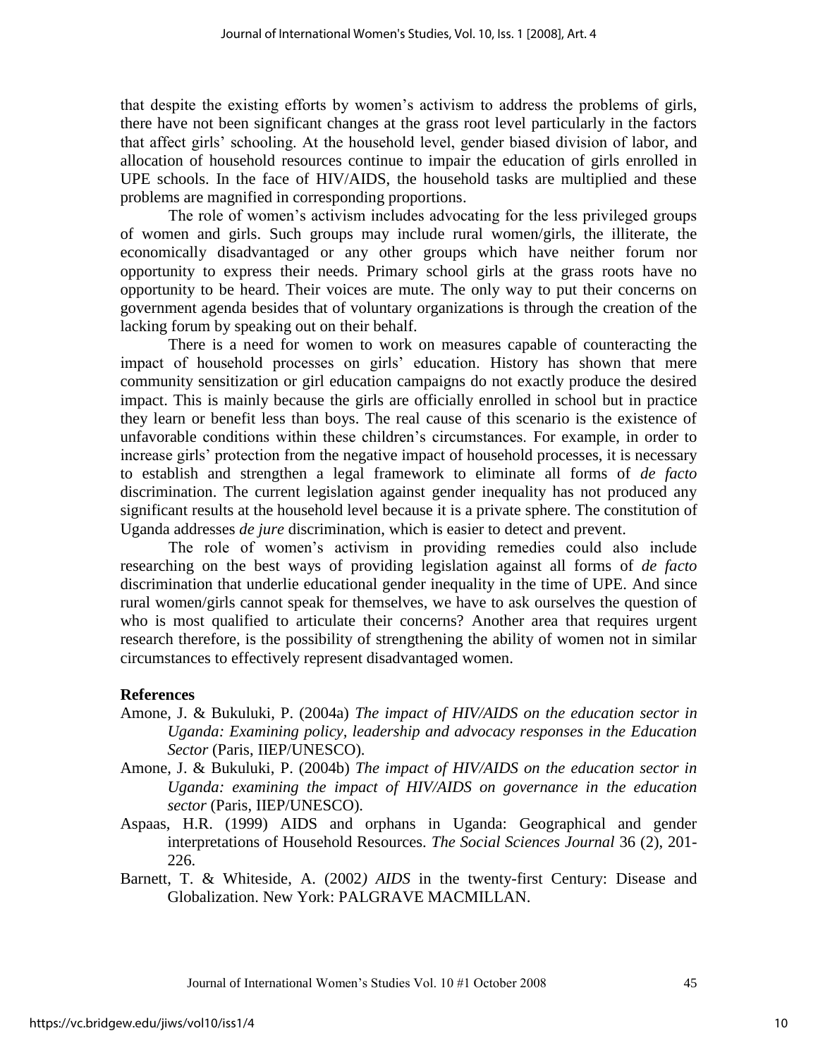that despite the existing efforts by women's activism to address the problems of girls, there have not been significant changes at the grass root level particularly in the factors that affect girls' schooling. At the household level, gender biased division of labor, and allocation of household resources continue to impair the education of girls enrolled in UPE schools. In the face of HIV/AIDS, the household tasks are multiplied and these problems are magnified in corresponding proportions.

The role of women's activism includes advocating for the less privileged groups of women and girls. Such groups may include rural women/girls, the illiterate, the economically disadvantaged or any other groups which have neither forum nor opportunity to express their needs. Primary school girls at the grass roots have no opportunity to be heard. Their voices are mute. The only way to put their concerns on government agenda besides that of voluntary organizations is through the creation of the lacking forum by speaking out on their behalf.

There is a need for women to work on measures capable of counteracting the impact of household processes on girls' education. History has shown that mere community sensitization or girl education campaigns do not exactly produce the desired impact. This is mainly because the girls are officially enrolled in school but in practice they learn or benefit less than boys. The real cause of this scenario is the existence of unfavorable conditions within these children's circumstances. For example, in order to increase girls' protection from the negative impact of household processes, it is necessary to establish and strengthen a legal framework to eliminate all forms of *de facto* discrimination. The current legislation against gender inequality has not produced any significant results at the household level because it is a private sphere. The constitution of Uganda addresses *de jure* discrimination, which is easier to detect and prevent.

The role of women's activism in providing remedies could also include researching on the best ways of providing legislation against all forms of *de facto* discrimination that underlie educational gender inequality in the time of UPE. And since rural women/girls cannot speak for themselves, we have to ask ourselves the question of who is most qualified to articulate their concerns? Another area that requires urgent research therefore, is the possibility of strengthening the ability of women not in similar circumstances to effectively represent disadvantaged women.

**References**

Amone, J. & Bukuluki, P. (2004a) *The impact of HIV/AIDS on the education sector in Uganda: Examining policy, leadership and advocacy responses in the Education Sector* (Paris, IIEP/UNESCO).

Amone, J. & Bukuluki, P. (2004b) *The impact of HIV/AIDS on the education sector in Uganda: examining the impact of HIV/AIDS on governance in the education sector* (Paris, IIEP/UNESCO).

Aspaas, H.R. (1999) AIDS and orphans in Uganda: Geographical and gender interpretations of Household Resources. *The Social Sciences Journal* 36 (2), 201-226.

Barnett, T. & Whiteside, A. (2002*) AIDS* in the twenty-first Century: Disease and Globalization. New York: PALGRAVE MACMILLAN.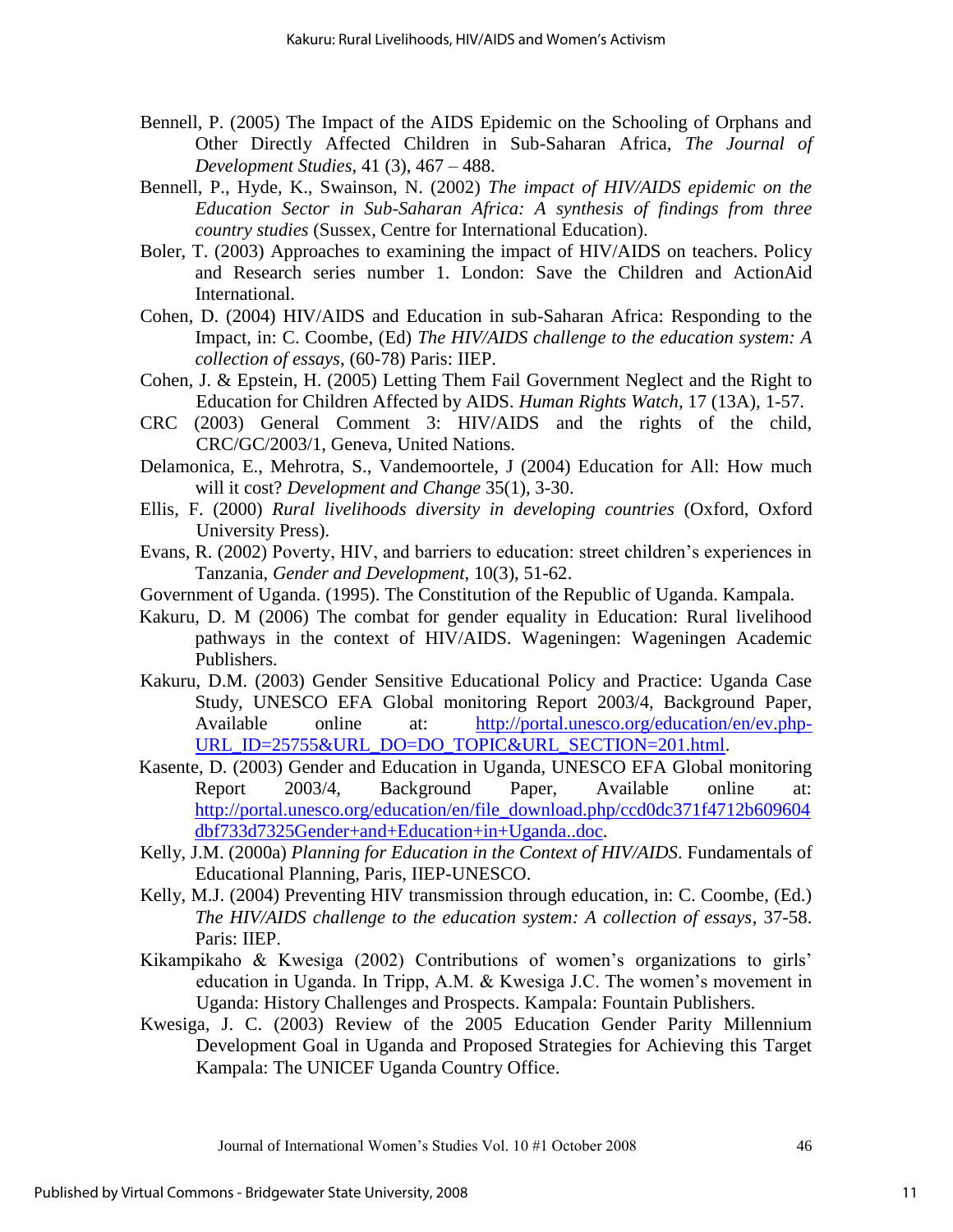Bennell, P. (2005) The Impact of the AIDS Epidemic on the Schooling of Orphans and Other Directly Affected Children in Sub-Saharan Africa, *The Journal of Development Studies*, 41 (3), 467 – 488.

Bennell, P., Hyde, K., Swainson, N. (2002) *The impact of HIV/AIDS epidemic on the Education Sector in Sub-Saharan Africa: A synthesis of findings from three country studies* (Sussex, Centre for International Education).

Boler, T. (2003) Approaches to examining the impact of HIV/AIDS on teachers. Policy and Research series number 1. London: Save the Children and ActionAid International.

Cohen, D. (2004) HIV/AIDS and Education in sub-Saharan Africa: Responding to the Impact, in: C. Coombe, (Ed) *The HIV/AIDS challenge to the education system: A collection of essays*, (60-78) Paris: IIEP.

Cohen, J. & Epstein, H. (2005) Letting Them Fail Government Neglect and the Right to Education for Children Affected by AIDS. *Human Rights Watch*, 17 (13A), 1-57.

CRC (2003) General Comment 3: HIV/AIDS and the rights of the child, CRC/GC/2003/1, Geneva, United Nations.

Delamonica, E., Mehrotra, S., Vandemoortele, J (2004) Education for All: How much will it cost? *Development and Change* 35(1), 3-30.

Ellis, F. (2000) *Rural livelihoods diversity in developing countries* (Oxford, Oxford University Press).

Evans, R. (2002) Poverty, HIV, and barriers to education: street children's experiences in Tanzania, *Gender and Development*, 10(3), 51-62.

Government of Uganda. (1995). The Constitution of the Republic of Uganda. Kampala.

Kakuru, D. M (2006) The combat for gender equality in Education: Rural livelihood pathways in the context of HIV/AIDS. Wageningen: Wageningen Academic Publishers.

Kakuru, D.M. (2003) Gender Sensitive Educational Policy and Practice: Uganda Case Study, UNESCO EFA Global monitoring Report 2003/4, Background Paper, Available online at: http://portal.unesco.org/education/en/ev.php-URL_ID=25755&URL_DO=DO_TOPIC&URL_SECTION=201.html.

Kasente, D. (2003) Gender and Education in Uganda, UNESCO EFA Global monitoring Report 2003/4, Background Paper, Available online at: http://portal.unesco.org/education/en/file_download.php/ccd0dc371f4712b609604dbf733d7325Gender+and+Education+in+Uganda..doc.

Kelly, J.M. (2000a) *Planning for Education in the Context of HIV/AIDS*. Fundamentals of Educational Planning, Paris, IIEP-UNESCO.

Kelly, M.J. (2004) Preventing HIV transmission through education, in: C. Coombe, (Ed.) *The HIV/AIDS challenge to the education system: A collection of essays*, 37-58. Paris: IIEP.

Kikampikaho & Kwesiga (2002) Contributions of women's organizations to girls' education in Uganda. In Tripp, A.M. & Kwesiga J.C. The women's movement in Uganda: History Challenges and Prospects. Kampala: Fountain Publishers.

Kwesiga, J. C. (2003) Review of the 2005 Education Gender Parity Millennium Development Goal in Uganda and Proposed Strategies for Achieving this Target Kampala: The UNICEF Uganda Country Office.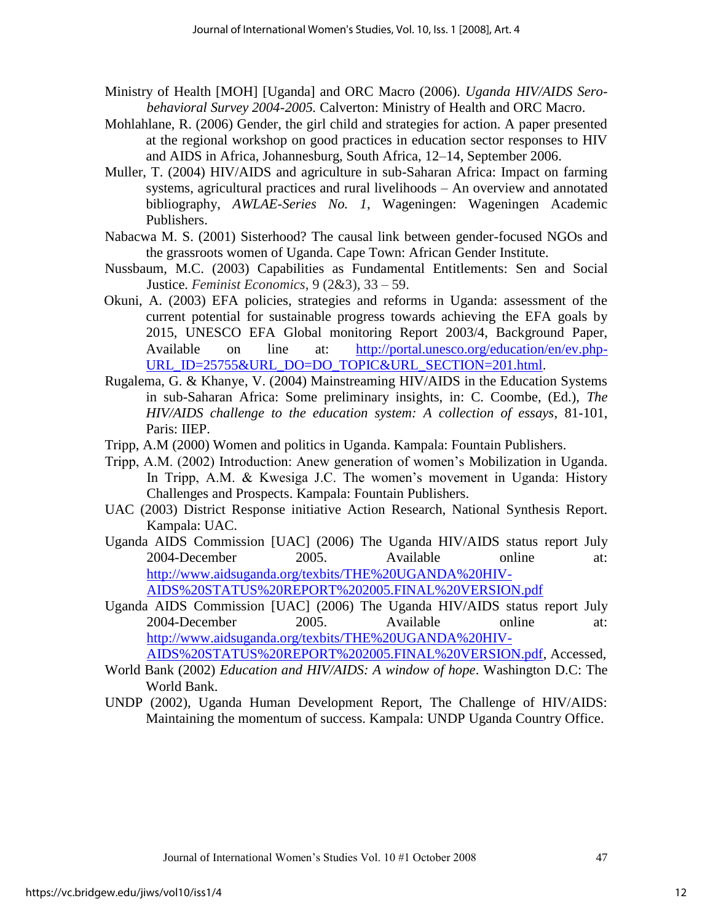Ministry of Health [MOH] [Uganda] and ORC Macro (2006). *Uganda HIV/AIDS Sero-behavioral Survey 2004-2005.* Calverton: Ministry of Health and ORC Macro.

Mohlahlane, R. (2006) Gender, the girl child and strategies for action. A paper presented at the regional workshop on good practices in education sector responses to HIV and AIDS in Africa, Johannesburg, South Africa, 12–14, September 2006.

Muller, T. (2004) HIV/AIDS and agriculture in sub-Saharan Africa: Impact on farming systems, agricultural practices and rural livelihoods – An overview and annotated bibliography, *AWLAE-Series No. 1*, Wageningen: Wageningen Academic Publishers.

Nabacwa M. S. (2001) Sisterhood? The causal link between gender-focused NGOs and the grassroots women of Uganda. Cape Town: African Gender Institute.

Nussbaum, M.C. (2003) Capabilities as Fundamental Entitlements: Sen and Social Justice. *Feminist Economics*, 9 (2&3), 33 – 59.

Okuni, A. (2003) EFA policies, strategies and reforms in Uganda: assessment of the current potential for sustainable progress towards achieving the EFA goals by 2015, UNESCO EFA Global monitoring Report 2003/4, Background Paper, Available on line at: http://portal.unesco.org/education/en/ev.php-URL_ID=25755&URL_DO=DO_TOPIC&URL_SECTION=201.html.

Rugalema, G. & Khanye, V. (2004) Mainstreaming HIV/AIDS in the Education Systems in sub-Saharan Africa: Some preliminary insights, in: C. Coombe, (Ed.), *The HIV/AIDS challenge to the education system: A collection of essays*, 81-101, Paris: IIEP.

Tripp, A.M (2000) Women and politics in Uganda. Kampala: Fountain Publishers.

Tripp, A.M. (2002) Introduction: Anew generation of women's Mobilization in Uganda. In Tripp, A.M. & Kwesiga J.C. The women's movement in Uganda: History Challenges and Prospects. Kampala: Fountain Publishers.

UAC (2003) District Response initiative Action Research, National Synthesis Report. Kampala: UAC.

Uganda AIDS Commission [UAC] (2006) The Uganda HIV/AIDS status report July 2004-December 2005. Available online at: http://www.aidsuganda.org/texbits/THE%20UGANDA%20HIV-AIDS%20STATUS%20REPORT%202005.FINAL%20VERSION.pdf

Uganda AIDS Commission [UAC] (2006) The Uganda HIV/AIDS status report July 2004-December 2005. Available online at: http://www.aidsuganda.org/texbits/THE%20UGANDA%20HIV-AIDS%20STATUS%20REPORT%202005.FINAL%20VERSION.pdf, Accessed,

World Bank (2002) *Education and HIV/AIDS: A window of hope*. Washington D.C: The World Bank.

UNDP (2002), Uganda Human Development Report, The Challenge of HIV/AIDS: Maintaining the momentum of success. Kampala: UNDP Uganda Country Office.